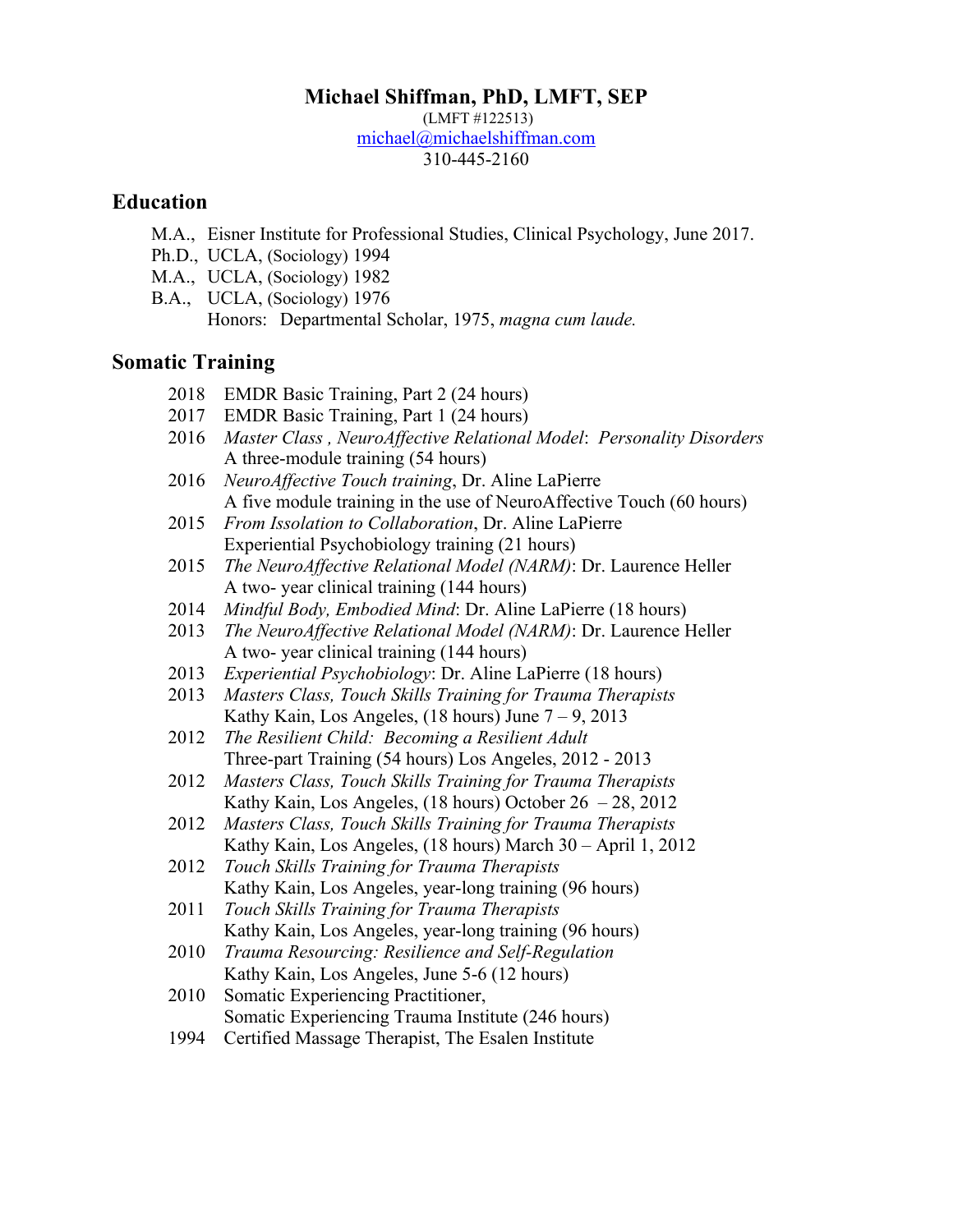# Michael Shiffman, PhD, LMFT, SEP

(LMFT #122513)
michael@michaelshiffman.com
310-445-2160

## Education

M.A., Eisner Institute for Professional Studies, Clinical Psychology, June 2017.
Ph.D., UCLA, (Sociology) 1994
M.A., UCLA, (Sociology) 1982
B.A., UCLA, (Sociology) 1976
Honors: Departmental Scholar, 1975, *magna cum laude.*

## Somatic Training

2018 EMDR Basic Training, Part 2 (24 hours)

2017 EMDR Basic Training, Part 1 (24 hours)

2016 *Master Class , NeuroAffective Relational Model*: *Personality Disorders*
A three-module training (54 hours)

2016 *NeuroAffective Touch training*, Dr. Aline LaPierre
A five module training in the use of NeuroAffective Touch (60 hours)

2015 *From Issolation to Collaboration*, Dr. Aline LaPierre
Experiential Psychobiology training (21 hours)

2015 *The NeuroAffective Relational Model (NARM)*: Dr. Laurence Heller
A two- year clinical training (144 hours)

2014 *Mindful Body, Embodied Mind*: Dr. Aline LaPierre (18 hours)

2013 *The NeuroAffective Relational Model (NARM)*: Dr. Laurence Heller
A two- year clinical training (144 hours)

2013 *Experiential Psychobiology*: Dr. Aline LaPierre (18 hours)

2013 *Masters Class, Touch Skills Training for Trauma Therapists*
Kathy Kain, Los Angeles, (18 hours) June 7 – 9, 2013

2012 *The Resilient Child: Becoming a Resilient Adult*
Three-part Training (54 hours) Los Angeles, 2012 - 2013

2012 *Masters Class, Touch Skills Training for Trauma Therapists*
Kathy Kain, Los Angeles, (18 hours) October 26 – 28, 2012

2012 *Masters Class, Touch Skills Training for Trauma Therapists*
Kathy Kain, Los Angeles, (18 hours) March 30 – April 1, 2012

2012 *Touch Skills Training for Trauma Therapists*
Kathy Kain, Los Angeles, year-long training (96 hours)

2011 *Touch Skills Training for Trauma Therapists*
Kathy Kain, Los Angeles, year-long training (96 hours)

2010 *Trauma Resourcing: Resilience and Self-Regulation*
Kathy Kain, Los Angeles, June 5-6 (12 hours)

2010 Somatic Experiencing Practitioner,
Somatic Experiencing Trauma Institute (246 hours)

1994 Certified Massage Therapist, The Esalen Institute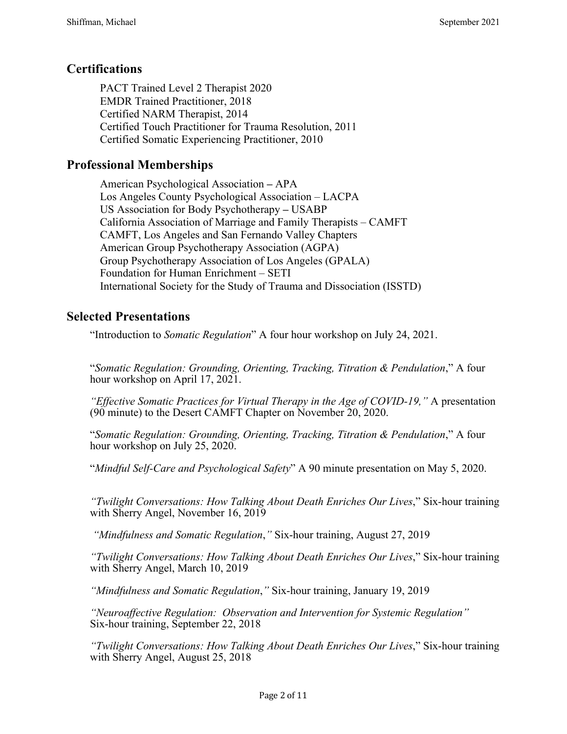## Certifications

PACT Trained Level 2 Therapist 2020
EMDR Trained Practitioner, 2018
Certified NARM Therapist, 2014
Certified Touch Practitioner for Trauma Resolution, 2011
Certified Somatic Experiencing Practitioner, 2010

## Professional Memberships

American Psychological Association – APA
Los Angeles County Psychological Association – LACPA
US Association for Body Psychotherapy – USABP
California Association of Marriage and Family Therapists – CAMFT
CAMFT, Los Angeles and San Fernando Valley Chapters
American Group Psychotherapy Association (AGPA)
Group Psychotherapy Association of Los Angeles (GPALA)
Foundation for Human Enrichment – SETI
International Society for the Study of Trauma and Dissociation (ISSTD)

## Selected Presentations

"Introduction to *Somatic Regulation*" A four hour workshop on July 24, 2021.

"*Somatic Regulation: Grounding, Orienting, Tracking, Titration & Pendulation*," A four hour workshop on April 17, 2021.

*"Effective Somatic Practices for Virtual Therapy in the Age of COVID-19,"* A presentation (90 minute) to the Desert CAMFT Chapter on November 20, 2020.

"*Somatic Regulation: Grounding, Orienting, Tracking, Titration & Pendulation*," A four hour workshop on July 25, 2020.

"*Mindful Self-Care and Psychological Safety*" A 90 minute presentation on May 5, 2020.

*"Twilight Conversations: How Talking About Death Enriches Our Lives*," Six-hour training with Sherry Angel, November 16, 2019

*"Mindfulness and Somatic Regulation*,*"* Six-hour training, August 27, 2019

*"Twilight Conversations: How Talking About Death Enriches Our Lives*," Six-hour training with Sherry Angel, March 10, 2019

*"Mindfulness and Somatic Regulation*,*"* Six-hour training, January 19, 2019

*"Neuroaffective Regulation: Observation and Intervention for Systemic Regulation"* Six-hour training, September 22, 2018

*"Twilight Conversations: How Talking About Death Enriches Our Lives*," Six-hour training with Sherry Angel, August 25, 2018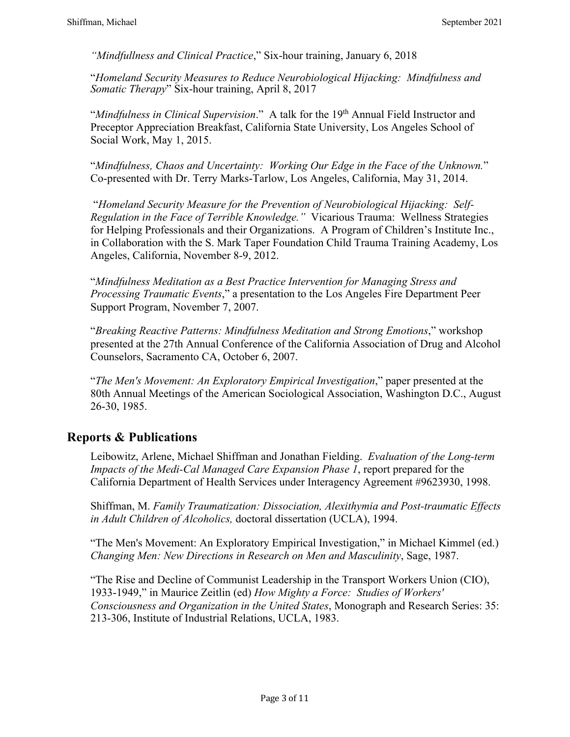"*Mindfullness and Clinical Practice*," Six-hour training, January 6, 2018

"*Homeland Security Measures to Reduce Neurobiological Hijacking: Mindfulness and Somatic Therapy*" Six-hour training, April 8, 2017

"*Mindfulness in Clinical Supervision*." A talk for the 19th Annual Field Instructor and Preceptor Appreciation Breakfast, California State University, Los Angeles School of Social Work, May 1, 2015.

"*Mindfulness, Chaos and Uncertainty: Working Our Edge in the Face of the Unknown.*" Co-presented with Dr. Terry Marks-Tarlow, Los Angeles, California, May 31, 2014.

"*Homeland Security Measure for the Prevention of Neurobiological Hijacking: Self-Regulation in the Face of Terrible Knowledge."* Vicarious Trauma: Wellness Strategies for Helping Professionals and their Organizations. A Program of Children's Institute Inc., in Collaboration with the S. Mark Taper Foundation Child Trauma Training Academy, Los Angeles, California, November 8-9, 2012.

"*Mindfulness Meditation as a Best Practice Intervention for Managing Stress and Processing Traumatic Events*," a presentation to the Los Angeles Fire Department Peer Support Program, November 7, 2007.

"*Breaking Reactive Patterns: Mindfulness Meditation and Strong Emotions*," workshop presented at the 27th Annual Conference of the California Association of Drug and Alcohol Counselors, Sacramento CA, October 6, 2007.

"*The Men's Movement: An Exploratory Empirical Investigation*," paper presented at the 80th Annual Meetings of the American Sociological Association, Washington D.C., August 26-30, 1985.

## Reports & Publications

Leibowitz, Arlene, Michael Shiffman and Jonathan Fielding. *Evaluation of the Long-term Impacts of the Medi-Cal Managed Care Expansion Phase 1*, report prepared for the California Department of Health Services under Interagency Agreement #9623930, 1998.

Shiffman, M. *Family Traumatization: Dissociation, Alexithymia and Post-traumatic Effects in Adult Children of Alcoholics,* doctoral dissertation (UCLA), 1994.

"The Men's Movement: An Exploratory Empirical Investigation," in Michael Kimmel (ed.) *Changing Men: New Directions in Research on Men and Masculinity*, Sage, 1987.

"The Rise and Decline of Communist Leadership in the Transport Workers Union (CIO), 1933-1949," in Maurice Zeitlin (ed) *How Mighty a Force: Studies of Workers' Consciousness and Organization in the United States*, Monograph and Research Series: 35: 213-306, Institute of Industrial Relations, UCLA, 1983.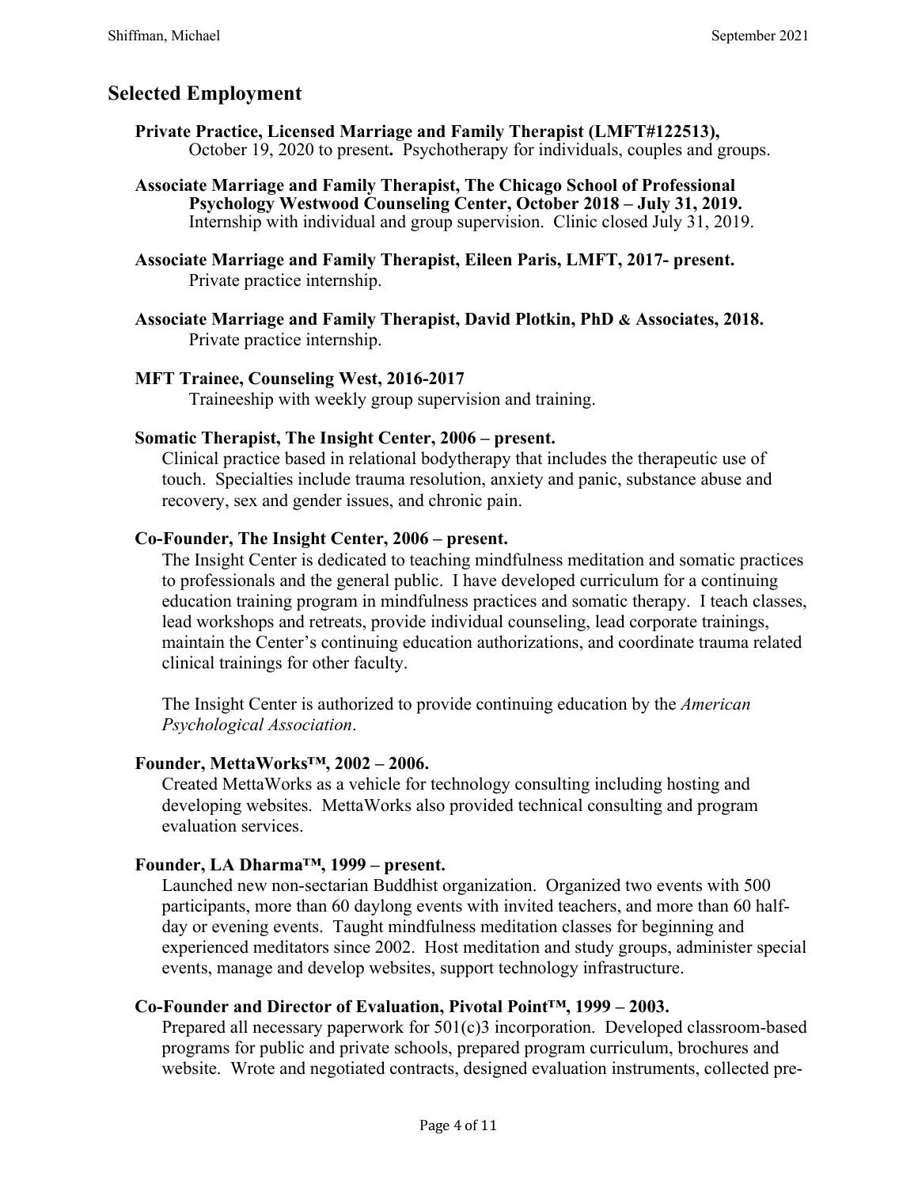## Selected Employment

**Private Practice, Licensed Marriage and Family Therapist (LMFT#122513),**
October 19, 2020 to present**.** Psychotherapy for individuals, couples and groups.

**Associate Marriage and Family Therapist, The Chicago School of Professional Psychology Westwood Counseling Center, October 2018 – July 31, 2019.**
Internship with individual and group supervision. Clinic closed July 31, 2019.

**Associate Marriage and Family Therapist, Eileen Paris, LMFT, 2017- present.**
Private practice internship.

**Associate Marriage and Family Therapist, David Plotkin, PhD & Associates, 2018.**
Private practice internship.

**MFT Trainee, Counseling West, 2016-2017**
Traineeship with weekly group supervision and training.

**Somatic Therapist, The Insight Center, 2006 – present.**
Clinical practice based in relational bodytherapy that includes the therapeutic use of touch. Specialties include trauma resolution, anxiety and panic, substance abuse and recovery, sex and gender issues, and chronic pain.

**Co-Founder, The Insight Center, 2006 – present.**
The Insight Center is dedicated to teaching mindfulness meditation and somatic practices to professionals and the general public. I have developed curriculum for a continuing education training program in mindfulness practices and somatic therapy. I teach classes, lead workshops and retreats, provide individual counseling, lead corporate trainings, maintain the Center's continuing education authorizations, and coordinate trauma related clinical trainings for other faculty.

The Insight Center is authorized to provide continuing education by the *American Psychological Association*.

**Founder, MettaWorks™, 2002 – 2006.**
Created MettaWorks as a vehicle for technology consulting including hosting and developing websites. MettaWorks also provided technical consulting and program evaluation services.

**Founder, LA Dharma™, 1999 – present.**
Launched new non-sectarian Buddhist organization. Organized two events with 500 participants, more than 60 daylong events with invited teachers, and more than 60 half-day or evening events. Taught mindfulness meditation classes for beginning and experienced meditators since 2002. Host meditation and study groups, administer special events, manage and develop websites, support technology infrastructure.

**Co-Founder and Director of Evaluation, Pivotal Point™, 1999 – 2003.**
Prepared all necessary paperwork for 501(c)3 incorporation. Developed classroom-based programs for public and private schools, prepared program curriculum, brochures and website. Wrote and negotiated contracts, designed evaluation instruments, collected pre-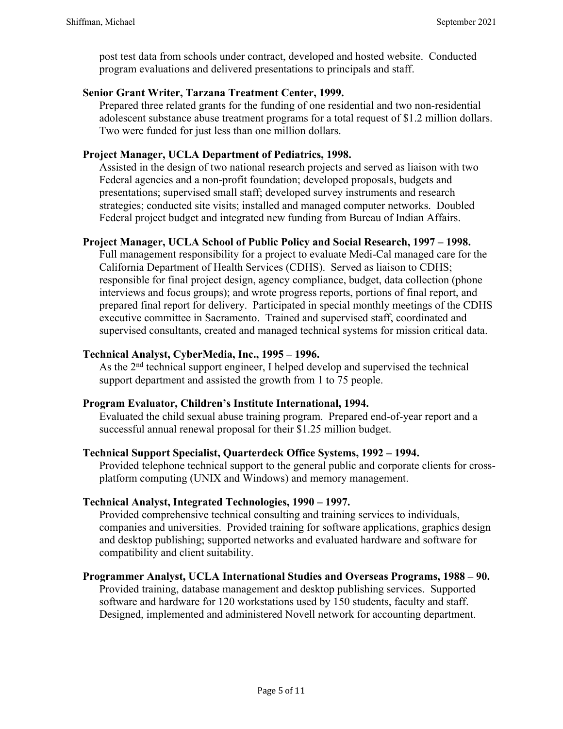post test data from schools under contract, developed and hosted website. Conducted program evaluations and delivered presentations to principals and staff.

**Senior Grant Writer, Tarzana Treatment Center, 1999.**

Prepared three related grants for the funding of one residential and two non-residential adolescent substance abuse treatment programs for a total request of $1.2 million dollars. Two were funded for just less than one million dollars.

**Project Manager, UCLA Department of Pediatrics, 1998.**

Assisted in the design of two national research projects and served as liaison with two Federal agencies and a non-profit foundation; developed proposals, budgets and presentations; supervised small staff; developed survey instruments and research strategies; conducted site visits; installed and managed computer networks. Doubled Federal project budget and integrated new funding from Bureau of Indian Affairs.

**Project Manager, UCLA School of Public Policy and Social Research, 1997 – 1998.**

Full management responsibility for a project to evaluate Medi-Cal managed care for the California Department of Health Services (CDHS). Served as liaison to CDHS; responsible for final project design, agency compliance, budget, data collection (phone interviews and focus groups); and wrote progress reports, portions of final report, and prepared final report for delivery. Participated in special monthly meetings of the CDHS executive committee in Sacramento. Trained and supervised staff, coordinated and supervised consultants, created and managed technical systems for mission critical data.

**Technical Analyst, CyberMedia, Inc., 1995 – 1996.**

As the 2nd technical support engineer, I helped develop and supervised the technical support department and assisted the growth from 1 to 75 people.

**Program Evaluator, Children's Institute International, 1994.**

Evaluated the child sexual abuse training program. Prepared end-of-year report and a successful annual renewal proposal for their $1.25 million budget.

**Technical Support Specialist, Quarterdeck Office Systems, 1992 – 1994.**

Provided telephone technical support to the general public and corporate clients for cross-platform computing (UNIX and Windows) and memory management.

**Technical Analyst, Integrated Technologies, 1990 – 1997.**

Provided comprehensive technical consulting and training services to individuals, companies and universities. Provided training for software applications, graphics design and desktop publishing; supported networks and evaluated hardware and software for compatibility and client suitability.

**Programmer Analyst, UCLA International Studies and Overseas Programs, 1988 – 90.**

Provided training, database management and desktop publishing services. Supported software and hardware for 120 workstations used by 150 students, faculty and staff. Designed, implemented and administered Novell network for accounting department.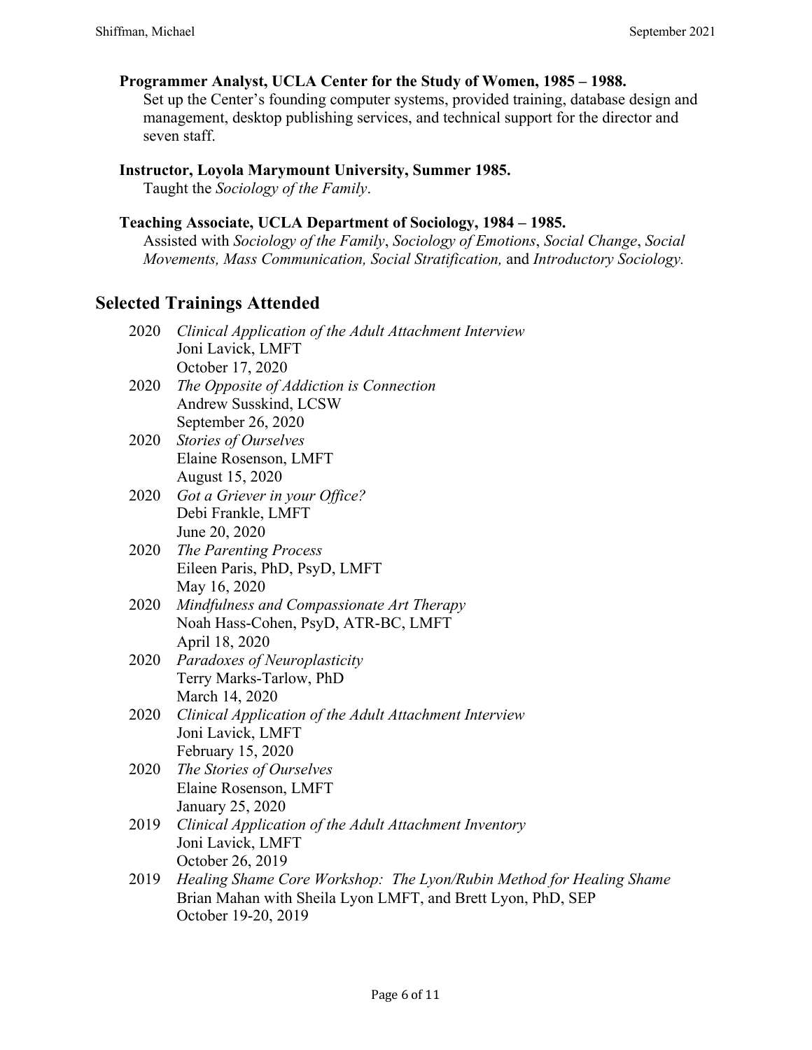**Programmer Analyst, UCLA Center for the Study of Women, 1985 – 1988.**
Set up the Center's founding computer systems, provided training, database design and management, desktop publishing services, and technical support for the director and seven staff.

**Instructor, Loyola Marymount University, Summer 1985.**
Taught the *Sociology of the Family*.

**Teaching Associate, UCLA Department of Sociology, 1984 – 1985.**
Assisted with *Sociology of the Family*, *Sociology of Emotions*, *Social Change*, *Social Movements, Mass Communication, Social Stratification,* and *Introductory Sociology.*

## Selected Trainings Attended

2020 *Clinical Application of the Adult Attachment Interview*
Joni Lavick, LMFT
October 17, 2020

2020 *The Opposite of Addiction is Connection*
Andrew Susskind, LCSW
September 26, 2020

2020 *Stories of Ourselves*
Elaine Rosenson, LMFT
August 15, 2020

2020 *Got a Griever in your Office?*
Debi Frankle, LMFT
June 20, 2020

2020 *The Parenting Process*
Eileen Paris, PhD, PsyD, LMFT
May 16, 2020

2020 *Mindfulness and Compassionate Art Therapy*
Noah Hass-Cohen, PsyD, ATR-BC, LMFT
April 18, 2020

2020 *Paradoxes of Neuroplasticity*
Terry Marks-Tarlow, PhD
March 14, 2020

2020 *Clinical Application of the Adult Attachment Interview*
Joni Lavick, LMFT
February 15, 2020

2020 *The Stories of Ourselves*
Elaine Rosenson, LMFT
January 25, 2020

2019 *Clinical Application of the Adult Attachment Inventory*
Joni Lavick, LMFT
October 26, 2019

2019 *Healing Shame Core Workshop: The Lyon/Rubin Method for Healing Shame*
Brian Mahan with Sheila Lyon LMFT, and Brett Lyon, PhD, SEP
October 19-20, 2019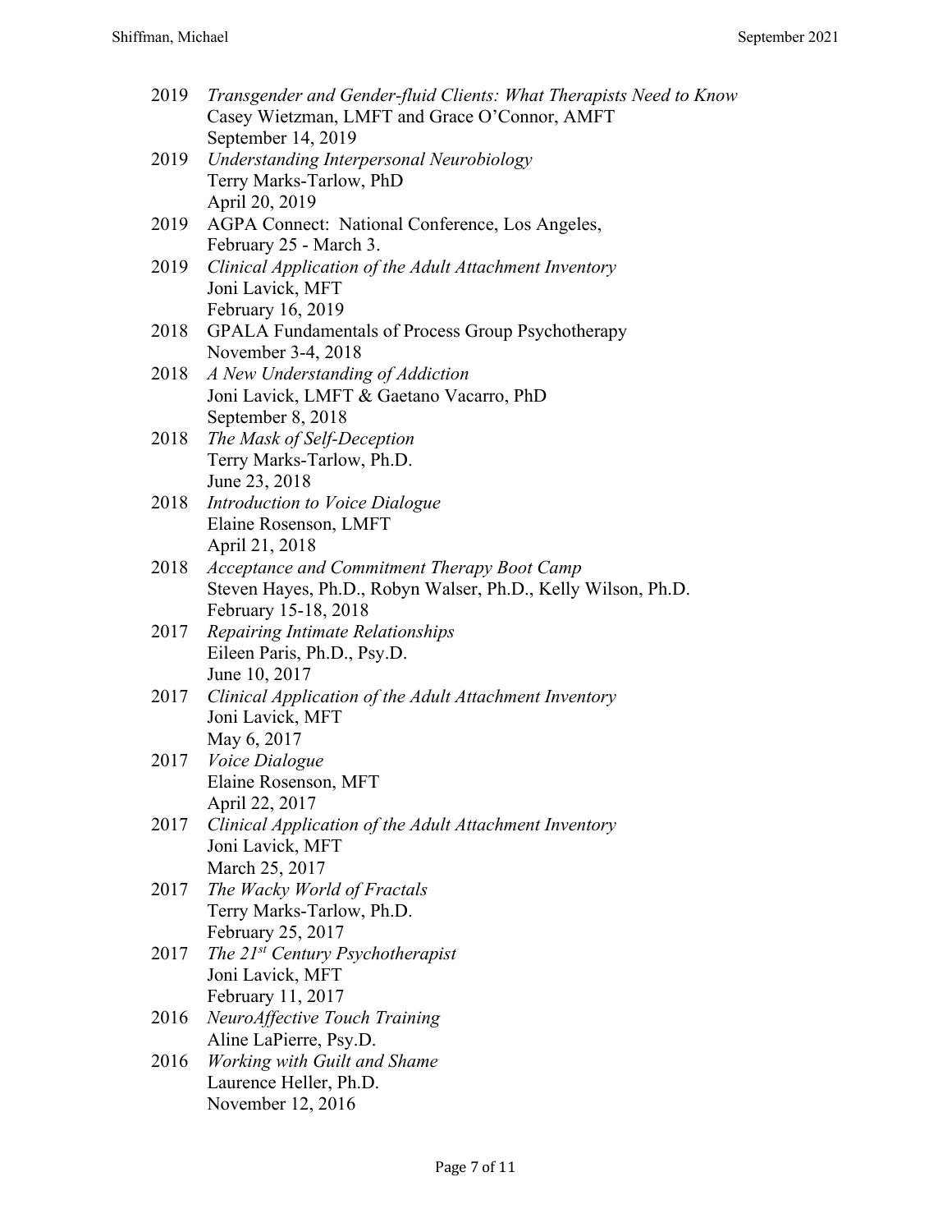2019 *Transgender and Gender-fluid Clients: What Therapists Need to Know*
Casey Wietzman, LMFT and Grace O'Connor, AMFT
September 14, 2019

2019 *Understanding Interpersonal Neurobiology*
Terry Marks-Tarlow, PhD
April 20, 2019

2019 AGPA Connect: National Conference, Los Angeles,
February 25 - March 3.

2019 *Clinical Application of the Adult Attachment Inventory*
Joni Lavick, MFT
February 16, 2019

2018 GPALA Fundamentals of Process Group Psychotherapy
November 3-4, 2018

2018 *A New Understanding of Addiction*
Joni Lavick, LMFT & Gaetano Vacarro, PhD
September 8, 2018

2018 *The Mask of Self-Deception*
Terry Marks-Tarlow, Ph.D.
June 23, 2018

2018 *Introduction to Voice Dialogue*
Elaine Rosenson, LMFT
April 21, 2018

2018 *Acceptance and Commitment Therapy Boot Camp*
Steven Hayes, Ph.D., Robyn Walser, Ph.D., Kelly Wilson, Ph.D.
February 15-18, 2018

2017 *Repairing Intimate Relationships*
Eileen Paris, Ph.D., Psy.D.
June 10, 2017

2017 *Clinical Application of the Adult Attachment Inventory*
Joni Lavick, MFT
May 6, 2017

2017 *Voice Dialogue*
Elaine Rosenson, MFT
April 22, 2017

2017 *Clinical Application of the Adult Attachment Inventory*
Joni Lavick, MFT
March 25, 2017

2017 *The Wacky World of Fractals*
Terry Marks-Tarlow, Ph.D.
February 25, 2017

2017 *The 21st Century Psychotherapist*
Joni Lavick, MFT
February 11, 2017

2016 *NeuroAffective Touch Training*
Aline LaPierre, Psy.D.

2016 *Working with Guilt and Shame*
Laurence Heller, Ph.D.
November 12, 2016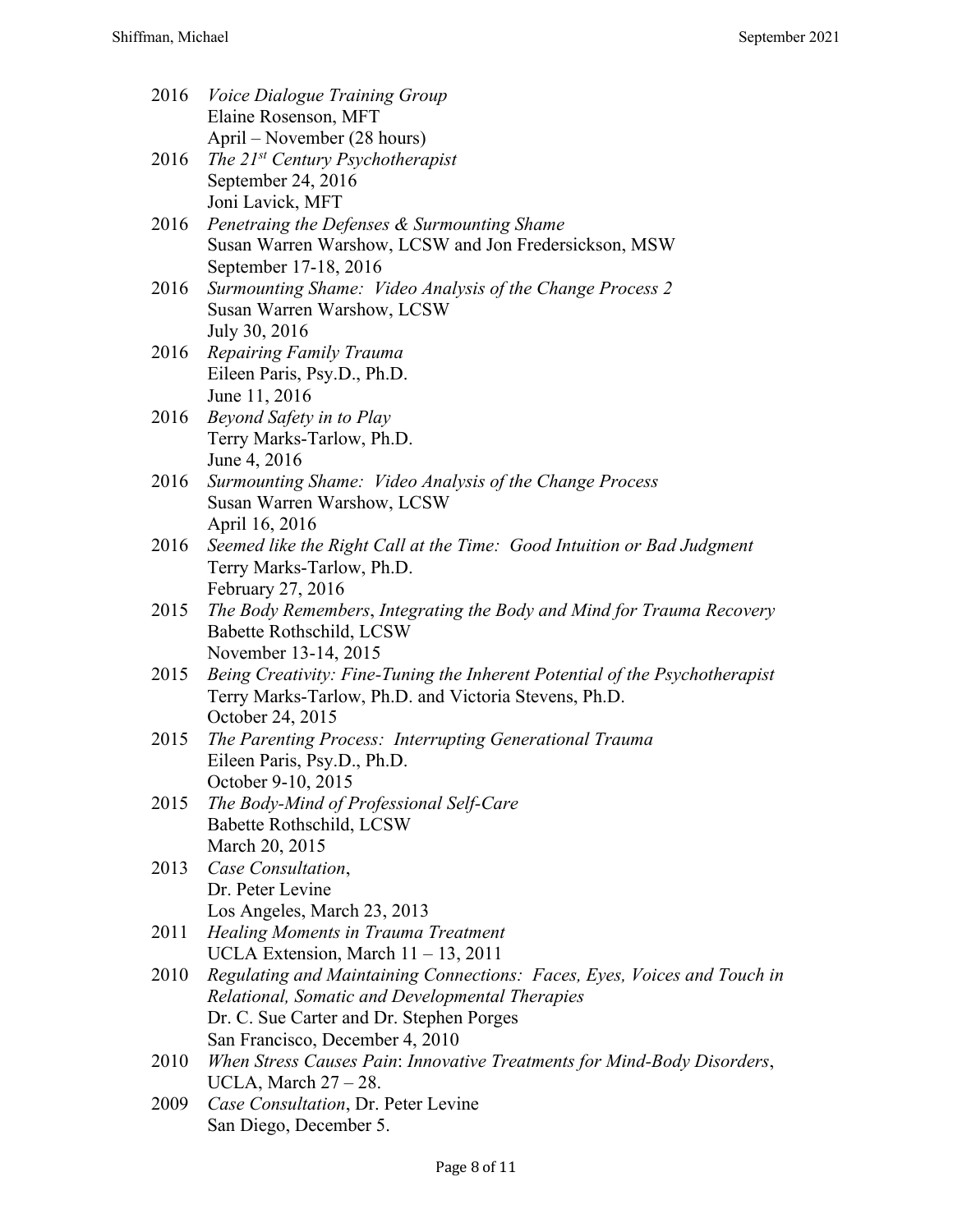2016 *Voice Dialogue Training Group*
Elaine Rosenson, MFT
April – November (28 hours)

2016 *The 21st Century Psychotherapist*
September 24, 2016
Joni Lavick, MFT

2016 *Penetraing the Defenses & Surmounting Shame*
Susan Warren Warshow, LCSW and Jon Fredersickson, MSW
September 17-18, 2016

2016 *Surmounting Shame: Video Analysis of the Change Process 2*
Susan Warren Warshow, LCSW
July 30, 2016

2016 *Repairing Family Trauma*
Eileen Paris, Psy.D., Ph.D.
June 11, 2016

2016 *Beyond Safety in to Play*
Terry Marks-Tarlow, Ph.D.
June 4, 2016

2016 *Surmounting Shame: Video Analysis of the Change Process*
Susan Warren Warshow, LCSW
April 16, 2016

2016 *Seemed like the Right Call at the Time: Good Intuition or Bad Judgment*
Terry Marks-Tarlow, Ph.D.
February 27, 2016

2015 *The Body Remembers*, *Integrating the Body and Mind for Trauma Recovery*
Babette Rothschild, LCSW
November 13-14, 2015

2015 *Being Creativity: Fine-Tuning the Inherent Potential of the Psychotherapist*
Terry Marks-Tarlow, Ph.D. and Victoria Stevens, Ph.D.
October 24, 2015

2015 *The Parenting Process: Interrupting Generational Trauma*
Eileen Paris, Psy.D., Ph.D.
October 9-10, 2015

2015 *The Body-Mind of Professional Self-Care*
Babette Rothschild, LCSW
March 20, 2015

2013 *Case Consultation*,
Dr. Peter Levine
Los Angeles, March 23, 2013

2011 *Healing Moments in Trauma Treatment*
UCLA Extension, March 11 – 13, 2011

2010 *Regulating and Maintaining Connections: Faces, Eyes, Voices and Touch in Relational, Somatic and Developmental Therapies*
Dr. C. Sue Carter and Dr. Stephen Porges
San Francisco, December 4, 2010

2010 *When Stress Causes Pain*: *Innovative Treatments for Mind-Body Disorders*,
UCLA, March 27 – 28.

2009 *Case Consultation*, Dr. Peter Levine
San Diego, December 5.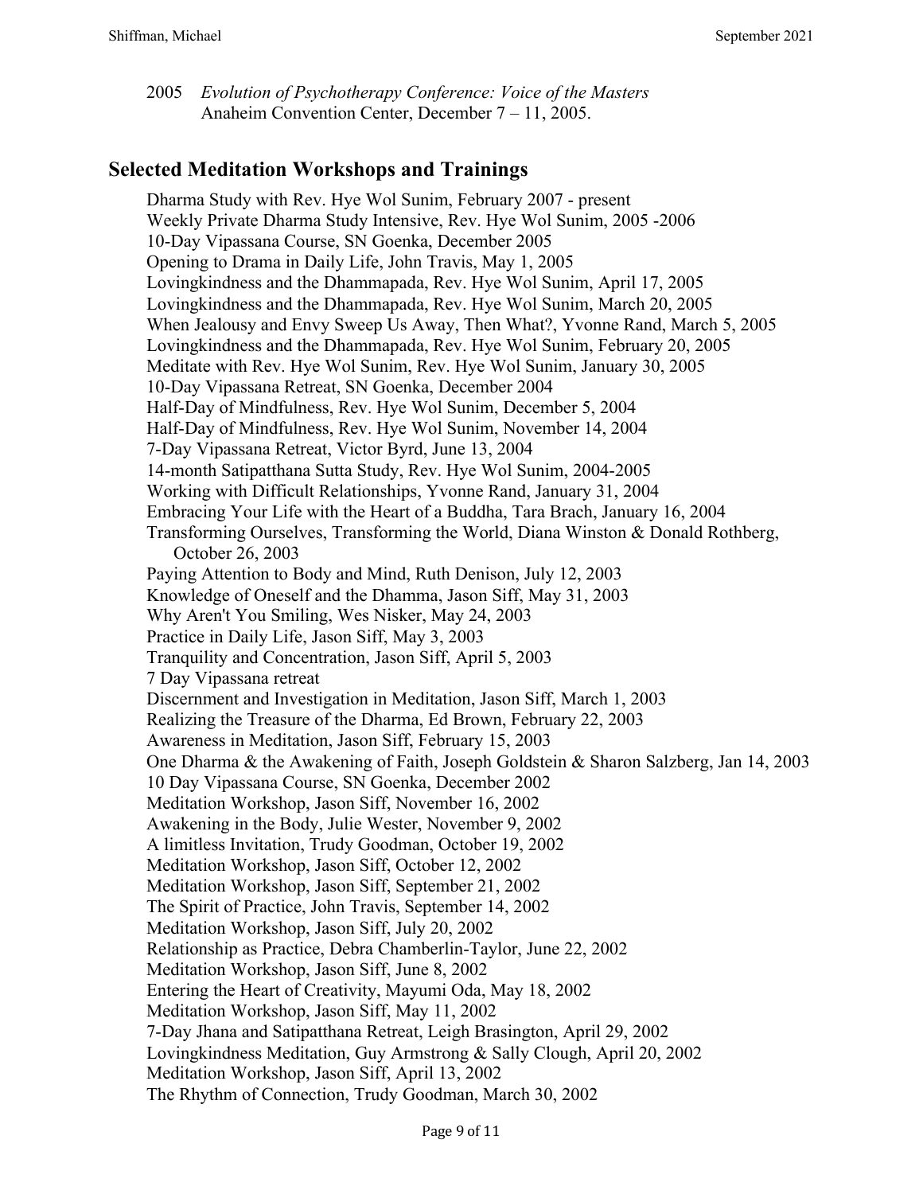2005 *Evolution of Psychotherapy Conference: Voice of the Masters*
Anaheim Convention Center, December 7 – 11, 2005.

## Selected Meditation Workshops and Trainings

Dharma Study with Rev. Hye Wol Sunim, February 2007 - present
Weekly Private Dharma Study Intensive, Rev. Hye Wol Sunim, 2005 -2006
10-Day Vipassana Course, SN Goenka, December 2005
Opening to Drama in Daily Life, John Travis, May 1, 2005
Lovingkindness and the Dhammapada, Rev. Hye Wol Sunim, April 17, 2005
Lovingkindness and the Dhammapada, Rev. Hye Wol Sunim, March 20, 2005
When Jealousy and Envy Sweep Us Away, Then What?, Yvonne Rand, March 5, 2005
Lovingkindness and the Dhammapada, Rev. Hye Wol Sunim, February 20, 2005
Meditate with Rev. Hye Wol Sunim, Rev. Hye Wol Sunim, January 30, 2005
10-Day Vipassana Retreat, SN Goenka, December 2004
Half-Day of Mindfulness, Rev. Hye Wol Sunim, December 5, 2004
Half-Day of Mindfulness, Rev. Hye Wol Sunim, November 14, 2004
7-Day Vipassana Retreat, Victor Byrd, June 13, 2004
14-month Satipatthana Sutta Study, Rev. Hye Wol Sunim, 2004-2005
Working with Difficult Relationships, Yvonne Rand, January 31, 2004
Embracing Your Life with the Heart of a Buddha, Tara Brach, January 16, 2004
Transforming Ourselves, Transforming the World, Diana Winston & Donald Rothberg, October 26, 2003
Paying Attention to Body and Mind, Ruth Denison, July 12, 2003
Knowledge of Oneself and the Dhamma, Jason Siff, May 31, 2003
Why Aren't You Smiling, Wes Nisker, May 24, 2003
Practice in Daily Life, Jason Siff, May 3, 2003
Tranquility and Concentration, Jason Siff, April 5, 2003
7 Day Vipassana retreat
Discernment and Investigation in Meditation, Jason Siff, March 1, 2003
Realizing the Treasure of the Dharma, Ed Brown, February 22, 2003
Awareness in Meditation, Jason Siff, February 15, 2003
One Dharma & the Awakening of Faith, Joseph Goldstein & Sharon Salzberg, Jan 14, 2003
10 Day Vipassana Course, SN Goenka, December 2002
Meditation Workshop, Jason Siff, November 16, 2002
Awakening in the Body, Julie Wester, November 9, 2002
A limitless Invitation, Trudy Goodman, October 19, 2002
Meditation Workshop, Jason Siff, October 12, 2002
Meditation Workshop, Jason Siff, September 21, 2002
The Spirit of Practice, John Travis, September 14, 2002
Meditation Workshop, Jason Siff, July 20, 2002
Relationship as Practice, Debra Chamberlin-Taylor, June 22, 2002
Meditation Workshop, Jason Siff, June 8, 2002
Entering the Heart of Creativity, Mayumi Oda, May 18, 2002
Meditation Workshop, Jason Siff, May 11, 2002
7-Day Jhana and Satipatthana Retreat, Leigh Brasington, April 29, 2002
Lovingkindness Meditation, Guy Armstrong & Sally Clough, April 20, 2002
Meditation Workshop, Jason Siff, April 13, 2002
The Rhythm of Connection, Trudy Goodman, March 30, 2002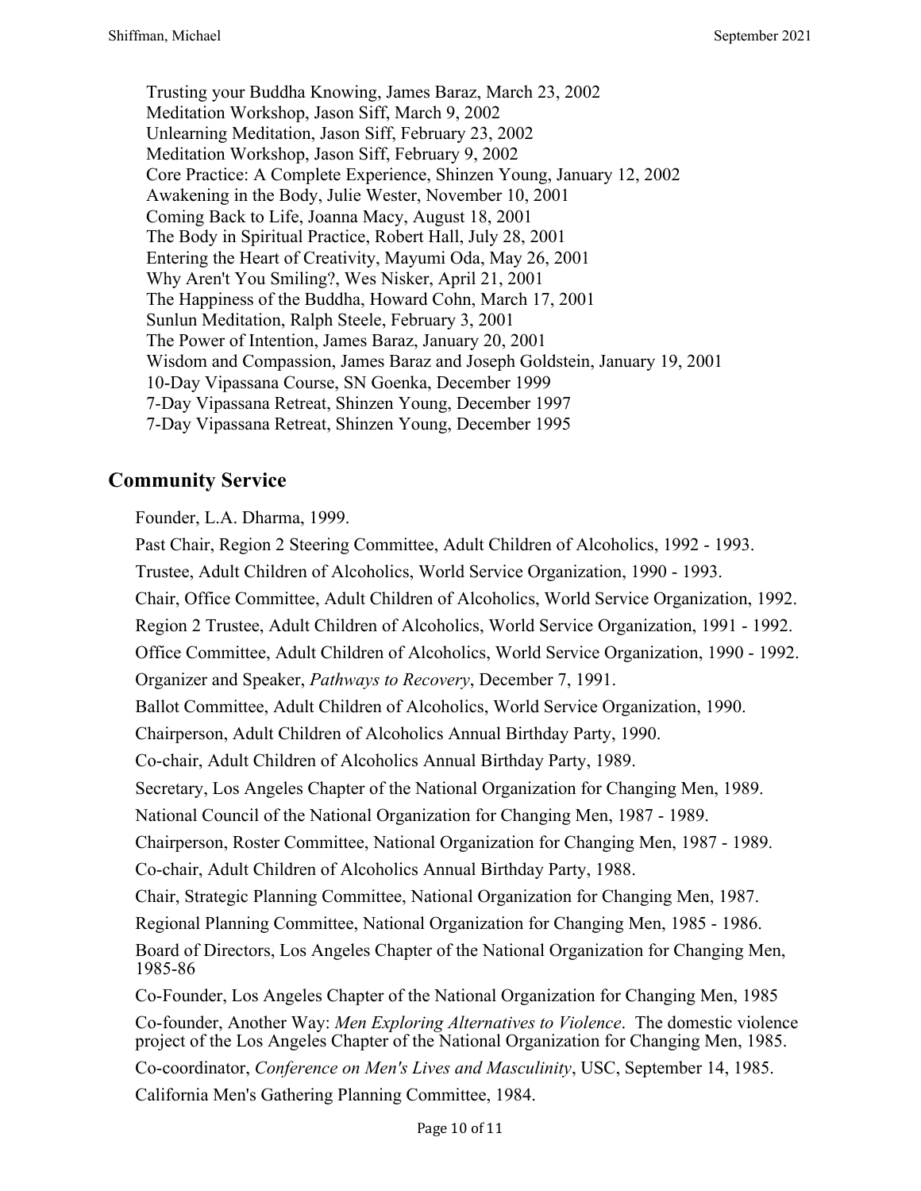Trusting your Buddha Knowing, James Baraz, March 23, 2002
Meditation Workshop, Jason Siff, March 9, 2002
Unlearning Meditation, Jason Siff, February 23, 2002
Meditation Workshop, Jason Siff, February 9, 2002
Core Practice: A Complete Experience, Shinzen Young, January 12, 2002
Awakening in the Body, Julie Wester, November 10, 2001
Coming Back to Life, Joanna Macy, August 18, 2001
The Body in Spiritual Practice, Robert Hall, July 28, 2001
Entering the Heart of Creativity, Mayumi Oda, May 26, 2001
Why Aren't You Smiling?, Wes Nisker, April 21, 2001
The Happiness of the Buddha, Howard Cohn, March 17, 2001
Sunlun Meditation, Ralph Steele, February 3, 2001
The Power of Intention, James Baraz, January 20, 2001
Wisdom and Compassion, James Baraz and Joseph Goldstein, January 19, 2001
10-Day Vipassana Course, SN Goenka, December 1999
7-Day Vipassana Retreat, Shinzen Young, December 1997
7-Day Vipassana Retreat, Shinzen Young, December 1995

## Community Service

Founder, L.A. Dharma, 1999.

Past Chair, Region 2 Steering Committee, Adult Children of Alcoholics, 1992 - 1993.

Trustee, Adult Children of Alcoholics, World Service Organization, 1990 - 1993.

Chair, Office Committee, Adult Children of Alcoholics, World Service Organization, 1992.

Region 2 Trustee, Adult Children of Alcoholics, World Service Organization, 1991 - 1992.

Office Committee, Adult Children of Alcoholics, World Service Organization, 1990 - 1992.

Organizer and Speaker, *Pathways to Recovery*, December 7, 1991.

Ballot Committee, Adult Children of Alcoholics, World Service Organization, 1990.

Chairperson, Adult Children of Alcoholics Annual Birthday Party, 1990.

Co-chair, Adult Children of Alcoholics Annual Birthday Party, 1989.

Secretary, Los Angeles Chapter of the National Organization for Changing Men, 1989.

National Council of the National Organization for Changing Men, 1987 - 1989.

Chairperson, Roster Committee, National Organization for Changing Men, 1987 - 1989.

Co-chair, Adult Children of Alcoholics Annual Birthday Party, 1988.

Chair, Strategic Planning Committee, National Organization for Changing Men, 1987.

Regional Planning Committee, National Organization for Changing Men, 1985 - 1986.

Board of Directors, Los Angeles Chapter of the National Organization for Changing Men, 1985-86

Co-Founder, Los Angeles Chapter of the National Organization for Changing Men, 1985

Co-founder, Another Way: *Men Exploring Alternatives to Violence*. The domestic violence project of the Los Angeles Chapter of the National Organization for Changing Men, 1985.

Co-coordinator, *Conference on Men's Lives and Masculinity*, USC, September 14, 1985.

California Men's Gathering Planning Committee, 1984.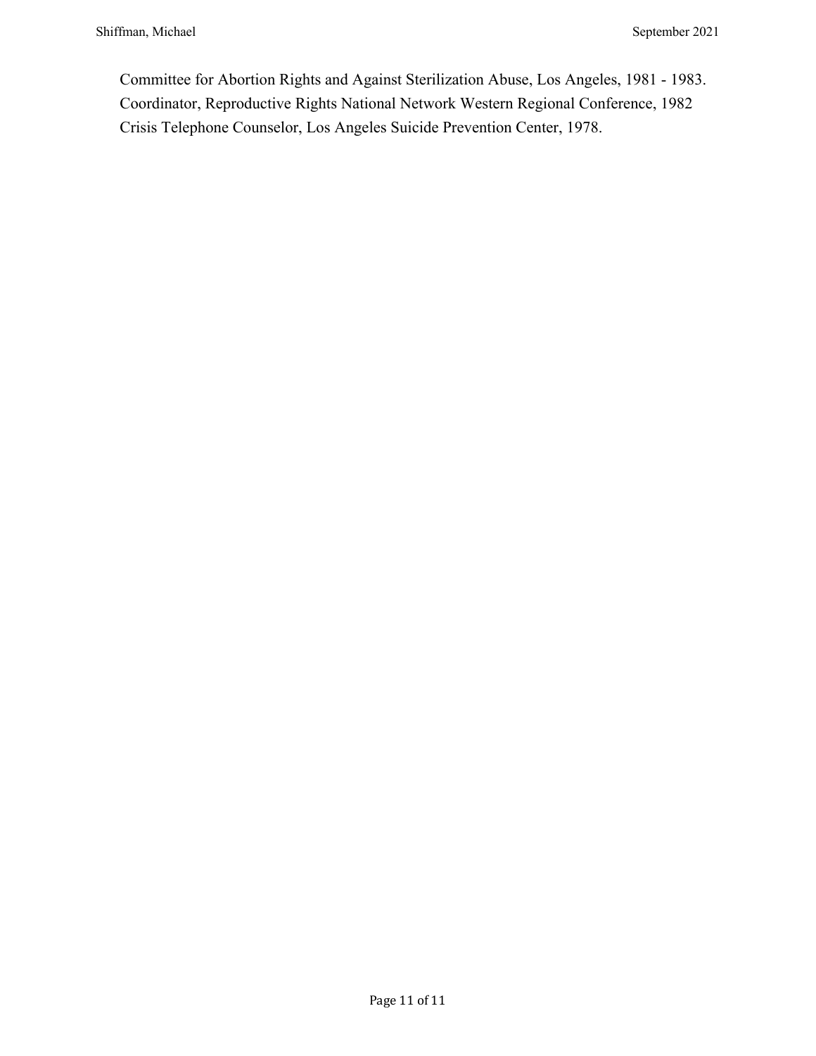Committee for Abortion Rights and Against Sterilization Abuse, Los Angeles, 1981 - 1983.
Coordinator, Reproductive Rights National Network Western Regional Conference, 1982
Crisis Telephone Counselor, Los Angeles Suicide Prevention Center, 1978.